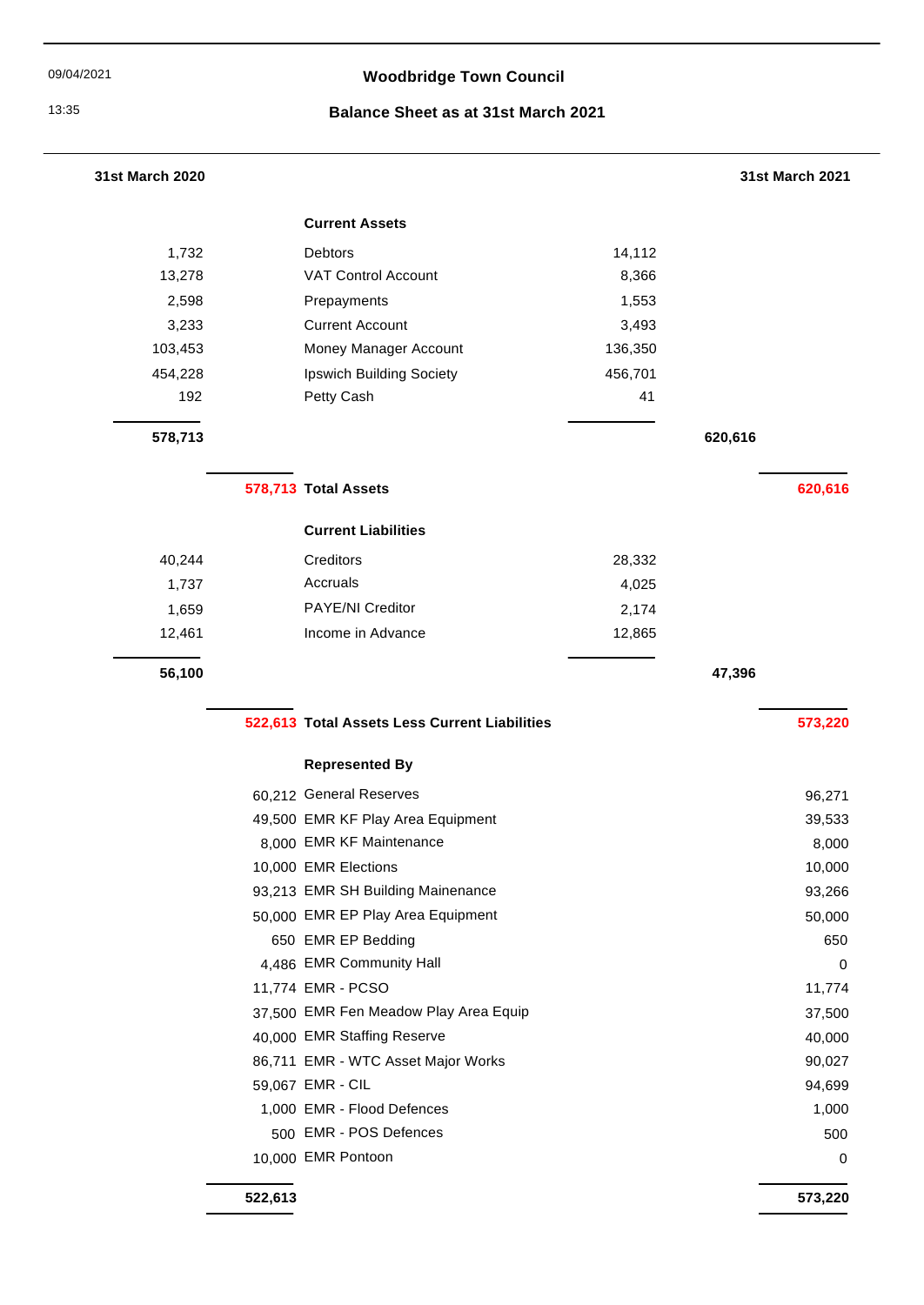09/04/2021

13:35

# Woodbridge Town Council

## Balance Sheet as at 31st March 2021

| 31st March 2020 | | | | 31st March 2021 |
|---|---|---|---|---|
| | | **Current Assets** | | |
| 1,732 | | Debtors | 14,112 | |
| 13,278 | | VAT Control Account | 8,366 | |
| 2,598 | | Prepayments | 1,553 | |
| 3,233 | | Current Account | 3,493 | |
| 103,453 | | Money Manager Account | 136,350 | |
| 454,228 | | Ipswich Building Society | 456,701 | |
| 192 | | Petty Cash | 41 | |
| **578,713** | | | | **620,616** |
| | **578,713** | **Total Assets** | | **620,616** |
| | | **Current Liabilities** | | |
| 40,244 | | Creditors | 28,332 | |
| 1,737 | | Accruals | 4,025 | |
| 1,659 | | PAYE/NI Creditor | 2,174 | |
| 12,461 | | Income in Advance | 12,865 | |
| **56,100** | | | | **47,396** |
| | **522,613** | **Total Assets Less Current Liabilities** | | **573,220** |
| | | **Represented By** | | |
| | 60,212 | General Reserves | | 96,271 |
| | 49,500 | EMR KF Play Area Equipment | | 39,533 |
| | 8,000 | EMR KF Maintenance | | 8,000 |
| | 10,000 | EMR Elections | | 10,000 |
| | 93,213 | EMR SH Building Mainenance | | 93,266 |
| | 50,000 | EMR EP Play Area Equipment | | 50,000 |
| | 650 | EMR EP Bedding | | 650 |
| | 4,486 | EMR Community Hall | | 0 |
| | 11,774 | EMR - PCSO | | 11,774 |
| | 37,500 | EMR Fen Meadow Play Area Equip | | 37,500 |
| | 40,000 | EMR Staffing Reserve | | 40,000 |
| | 86,711 | EMR - WTC Asset Major Works | | 90,027 |
| | 59,067 | EMR - CIL | | 94,699 |
| | 1,000 | EMR - Flood Defences | | 1,000 |
| | 500 | EMR - POS Defences | | 500 |
| | 10,000 | EMR Pontoon | | 0 |
| | **522,613** | | | **573,220** |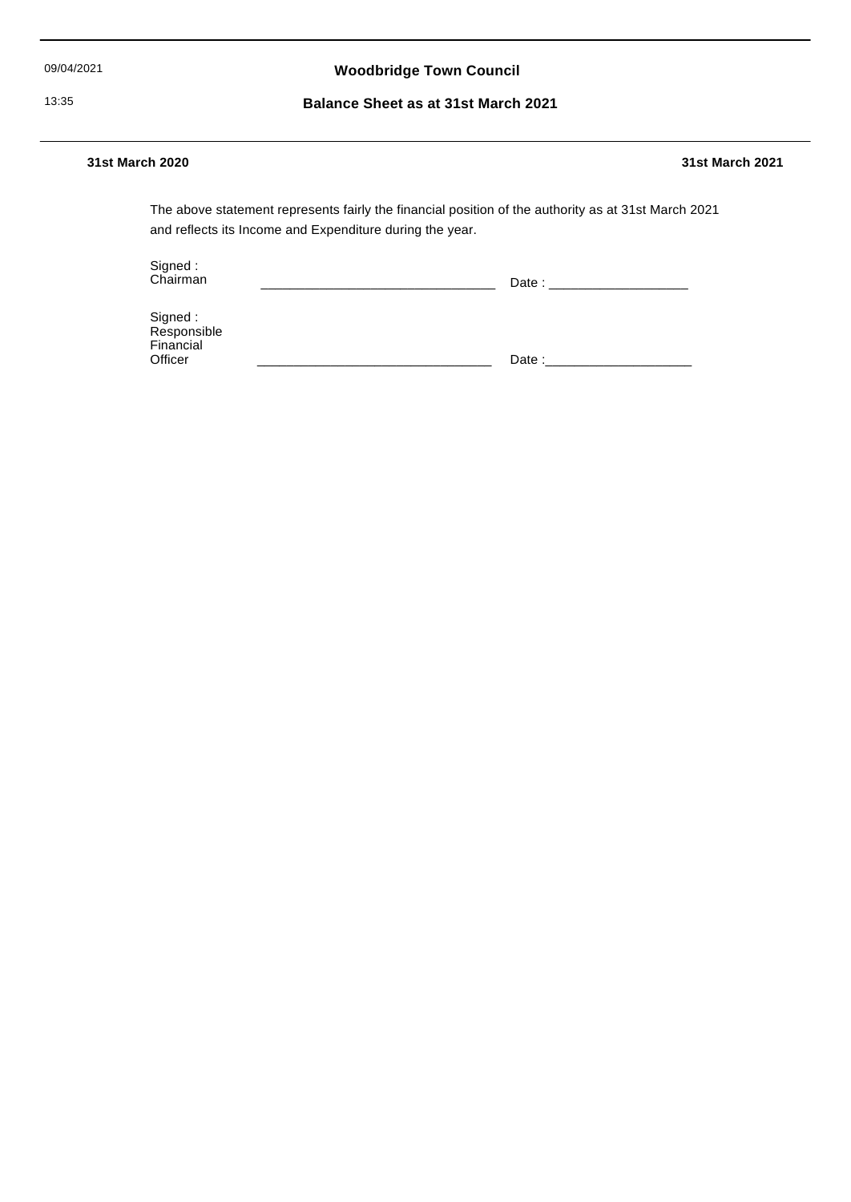| 31st March 2020 | 31st March 2021 |
| --- | --- |

The above statement represents fairly the financial position of the authority as at 31st March 2021 and reflects its Income and Expenditure during the year.

Signed : Chairman _______________________________ Date : ___________________

Signed : Responsible Financial Officer _______________________________ Date :____________________